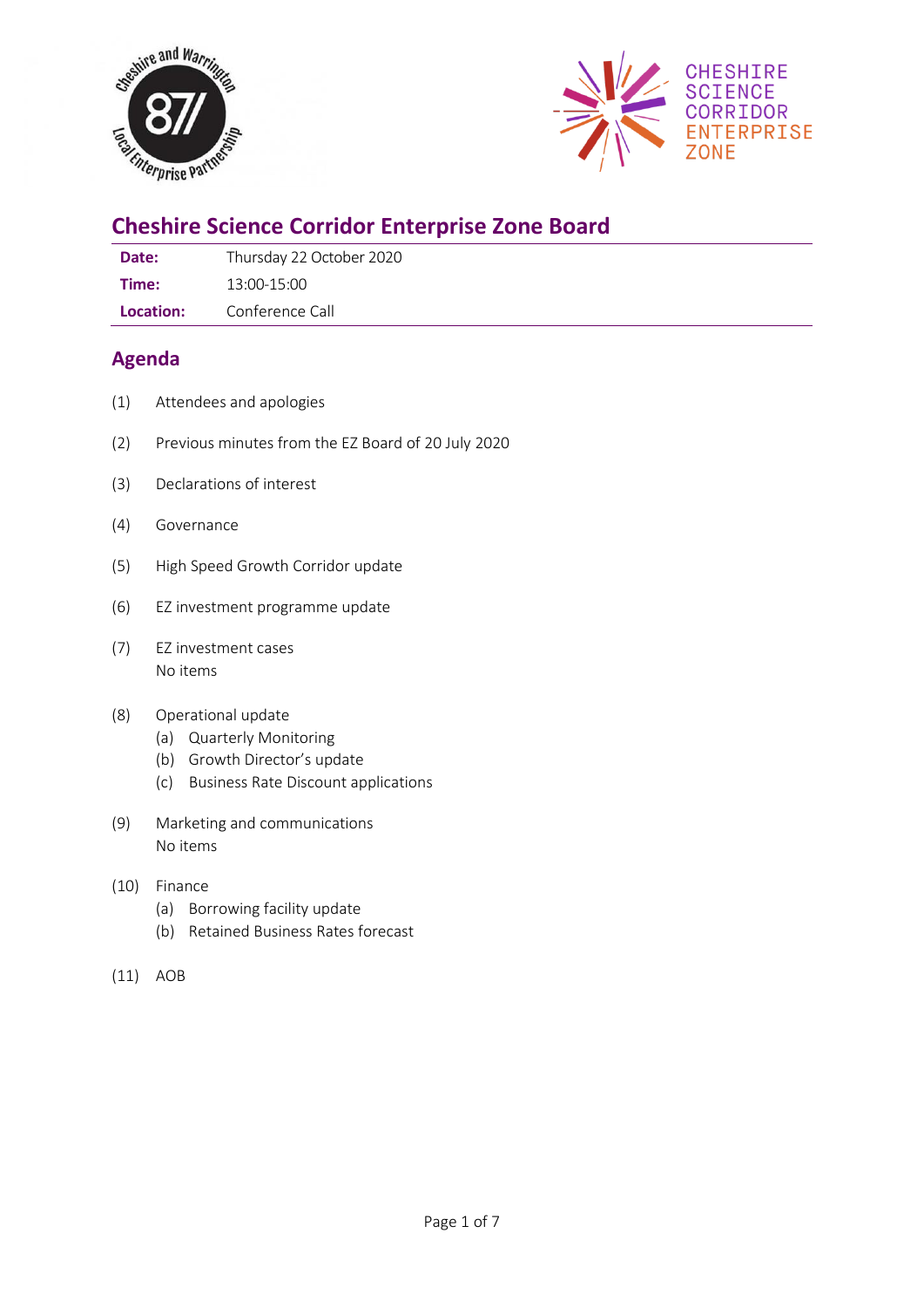# Cheshire Science Corridor Enterprise Zone Board

| | |
|---|---|
| **Date:** | Thursday 22 October 2020 |
| **Time:** | 13:00-15:00 |
| **Location:** | Conference Call |

## Agenda

(1) Attendees and apologies

(2) Previous minutes from the EZ Board of 20 July 2020

(3) Declarations of interest

(4) Governance

(5) High Speed Growth Corridor update

(6) EZ investment programme update

(7) EZ investment cases
No items

(8) Operational update
- (a) Quarterly Monitoring
- (b) Growth Director's update
- (c) Business Rate Discount applications

(9) Marketing and communications
No items

(10) Finance
- (a) Borrowing facility update
- (b) Retained Business Rates forecast

(11) AOB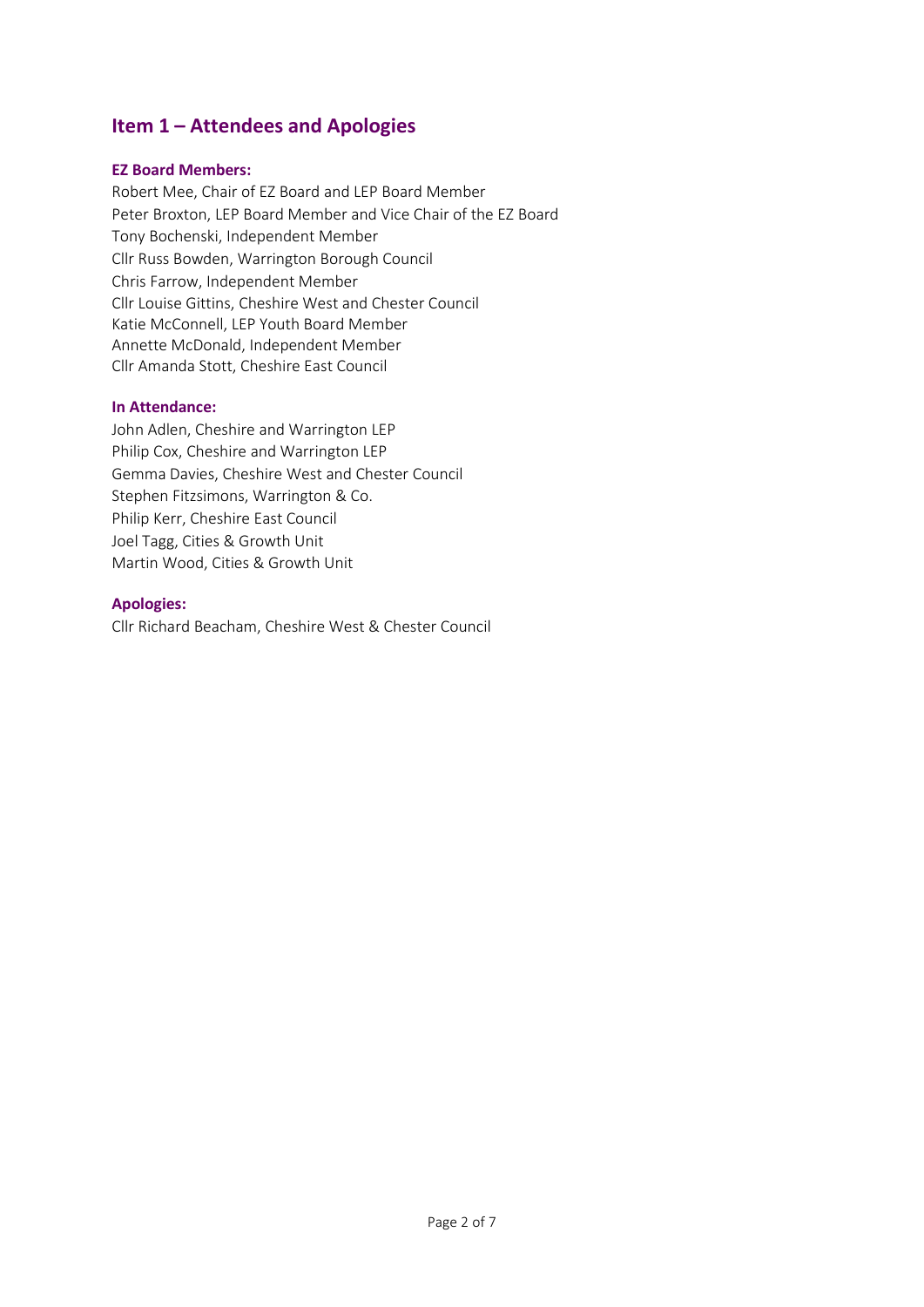## Item 1 – Attendees and Apologies

### EZ Board Members:

Robert Mee, Chair of EZ Board and LEP Board Member
Peter Broxton, LEP Board Member and Vice Chair of the EZ Board
Tony Bochenski, Independent Member
Cllr Russ Bowden, Warrington Borough Council
Chris Farrow, Independent Member
Cllr Louise Gittins, Cheshire West and Chester Council
Katie McConnell, LEP Youth Board Member
Annette McDonald, Independent Member
Cllr Amanda Stott, Cheshire East Council

### In Attendance:

John Adlen, Cheshire and Warrington LEP
Philip Cox, Cheshire and Warrington LEP
Gemma Davies, Cheshire West and Chester Council
Stephen Fitzsimons, Warrington & Co.
Philip Kerr, Cheshire East Council
Joel Tagg, Cities & Growth Unit
Martin Wood, Cities & Growth Unit

### Apologies:

Cllr Richard Beacham, Cheshire West & Chester Council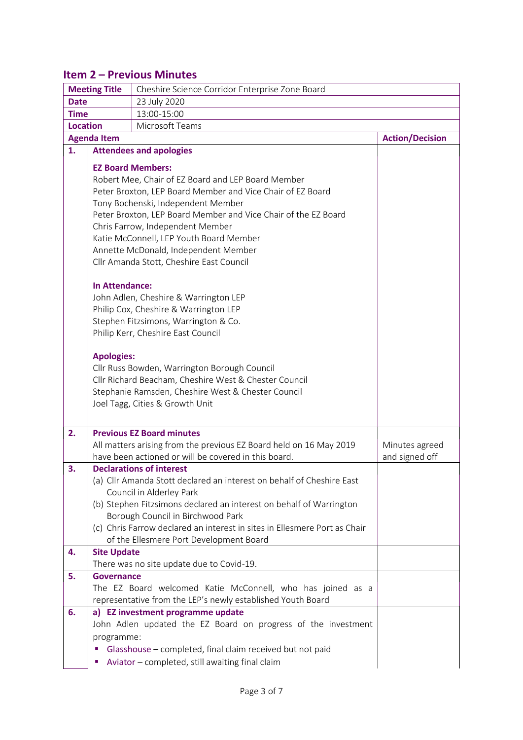## Item 2 – Previous Minutes

| **Meeting Title** | Cheshire Science Corridor Enterprise Zone Board | |
|---|---|---|
| **Date** | 23 July 2020 | |
| **Time** | 13:00-15:00 | |
| **Location** | Microsoft Teams | |
| **Agenda Item** | | **Action/Decision** |
| **1.** | **Attendees and apologies**<br><br>**EZ Board Members:**<br>Robert Mee, Chair of EZ Board and LEP Board Member<br>Peter Broxton, LEP Board Member and Vice Chair of EZ Board<br>Tony Bochenski, Independent Member<br>Peter Broxton, LEP Board Member and Vice Chair of the EZ Board<br>Chris Farrow, Independent Member<br>Katie McConnell, LEP Youth Board Member<br>Annette McDonald, Independent Member<br>Cllr Amanda Stott, Cheshire East Council<br><br>**In Attendance:**<br>John Adlen, Cheshire & Warrington LEP<br>Philip Cox, Cheshire & Warrington LEP<br>Stephen Fitzsimons, Warrington & Co.<br>Philip Kerr, Cheshire East Council<br><br>**Apologies:**<br>Cllr Russ Bowden, Warrington Borough Council<br>Cllr Richard Beacham, Cheshire West & Chester Council<br>Stephanie Ramsden, Cheshire West & Chester Council<br>Joel Tagg, Cities & Growth Unit | |
| **2.** | **Previous EZ Board minutes**<br>All matters arising from the previous EZ Board held on 16 May 2019 have been actioned or will be covered in this board. | Minutes agreed and signed off |
| **3.** | **Declarations of interest**<br>(a) Cllr Amanda Stott declared an interest on behalf of Cheshire East Council in Alderley Park<br>(b) Stephen Fitzsimons declared an interest on behalf of Warrington Borough Council in Birchwood Park<br>(c) Chris Farrow declared an interest in sites in Ellesmere Port as Chair of the Ellesmere Port Development Board | |
| **4.** | **Site Update**<br>There was no site update due to Covid-19. | |
| **5.** | **Governance**<br>The EZ Board welcomed Katie McConnell, who has joined as a representative from the LEP's newly established Youth Board | |
| **6.** | **a) EZ investment programme update**<br>John Adlen updated the EZ Board on progress of the investment programme:<br>▪ Glasshouse – completed, final claim received but not paid<br>▪ Aviator – completed, still awaiting final claim | |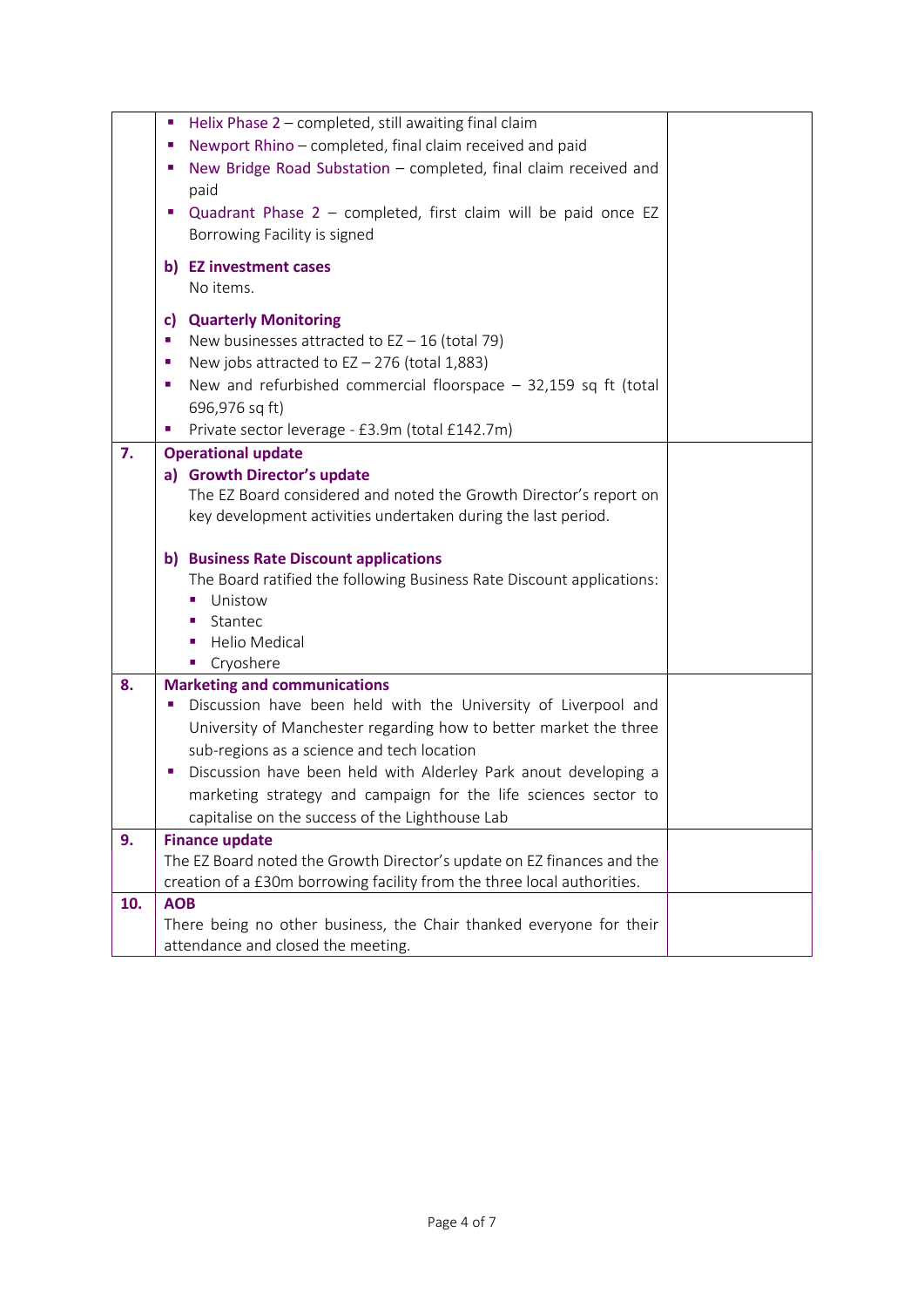| | | |
|---|---|---|
| | ▪ Helix Phase 2 – completed, still awaiting final claim<br>▪ Newport Rhino – completed, final claim received and paid<br>▪ New Bridge Road Substation – completed, final claim received and paid<br>▪ Quadrant Phase 2 – completed, first claim will be paid once EZ Borrowing Facility is signed<br><br>**b) EZ investment cases**<br>No items.<br><br>**c) Quarterly Monitoring**<br>▪ New businesses attracted to EZ – 16 (total 79)<br>▪ New jobs attracted to EZ – 276 (total 1,883)<br>▪ New and refurbished commercial floorspace – 32,159 sq ft (total 696,976 sq ft)<br>▪ Private sector leverage - £3.9m (total £142.7m) | |
| **7.** | **Operational update**<br>**a) Growth Director's update**<br>The EZ Board considered and noted the Growth Director's report on key development activities undertaken during the last period.<br><br>**b) Business Rate Discount applications**<br>The Board ratified the following Business Rate Discount applications:<br>▪ Unistow<br>▪ Stantec<br>▪ Helio Medical<br>▪ Cryoshere | |
| **8.** | **Marketing and communications**<br>▪ Discussion have been held with the University of Liverpool and University of Manchester regarding how to better market the three sub-regions as a science and tech location<br>▪ Discussion have been held with Alderley Park anout developing a marketing strategy and campaign for the life sciences sector to capitalise on the success of the Lighthouse Lab | |
| **9.** | **Finance update**<br>The EZ Board noted the Growth Director's update on EZ finances and the creation of a £30m borrowing facility from the three local authorities. | |
| **10.** | **AOB**<br>There being no other business, the Chair thanked everyone for their attendance and closed the meeting. | |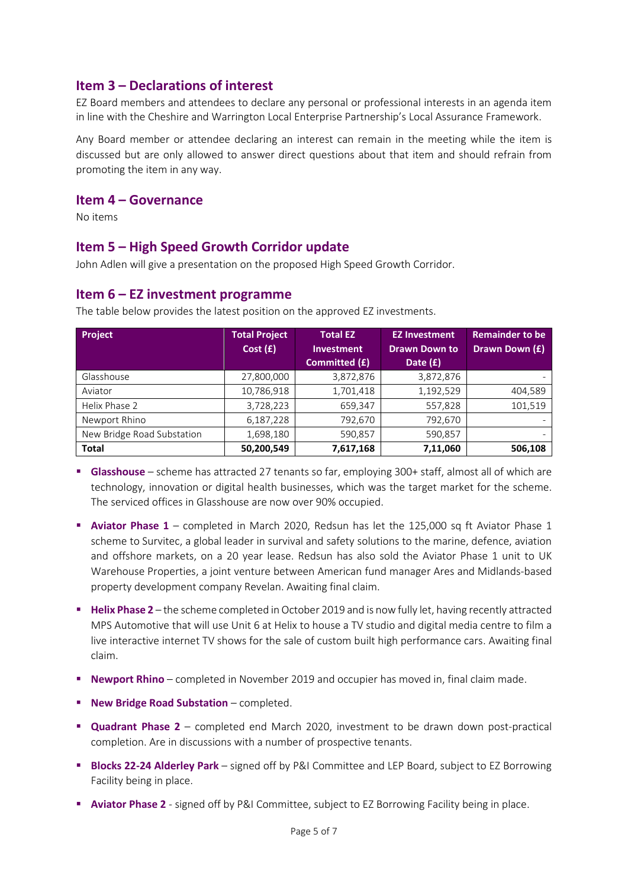## Item 3 – Declarations of interest

EZ Board members and attendees to declare any personal or professional interests in an agenda item in line with the Cheshire and Warrington Local Enterprise Partnership's Local Assurance Framework.

Any Board member or attendee declaring an interest can remain in the meeting while the item is discussed but are only allowed to answer direct questions about that item and should refrain from promoting the item in any way.

## Item 4 – Governance

No items

## Item 5 – High Speed Growth Corridor update

John Adlen will give a presentation on the proposed High Speed Growth Corridor.

## Item 6 – EZ investment programme

The table below provides the latest position on the approved EZ investments.

| Project | Total Project Cost (£) | Total EZ Investment Committed (£) | EZ Investment Drawn Down to Date (£) | Remainder to be Drawn Down (£) |
|---|---|---|---|---|
| Glasshouse | 27,800,000 | 3,872,876 | 3,872,876 | - |
| Aviator | 10,786,918 | 1,701,418 | 1,192,529 | 404,589 |
| Helix Phase 2 | 3,728,223 | 659,347 | 557,828 | 101,519 |
| Newport Rhino | 6,187,228 | 792,670 | 792,670 | - |
| New Bridge Road Substation | 1,698,180 | 590,857 | 590,857 | - |
| **Total** | **50,200,549** | **7,617,168** | **7,11,060** | **506,108** |

- **Glasshouse** – scheme has attracted 27 tenants so far, employing 300+ staff, almost all of which are technology, innovation or digital health businesses, which was the target market for the scheme. The serviced offices in Glasshouse are now over 90% occupied.
- **Aviator Phase 1** – completed in March 2020, Redsun has let the 125,000 sq ft Aviator Phase 1 scheme to Survitec, a global leader in survival and safety solutions to the marine, defence, aviation and offshore markets, on a 20 year lease. Redsun has also sold the Aviator Phase 1 unit to UK Warehouse Properties, a joint venture between American fund manager Ares and Midlands-based property development company Revelan. Awaiting final claim.
- **Helix Phase 2** – the scheme completed in October 2019 and is now fully let, having recently attracted MPS Automotive that will use Unit 6 at Helix to house a TV studio and digital media centre to film a live interactive internet TV shows for the sale of custom built high performance cars. Awaiting final claim.
- **Newport Rhino** – completed in November 2019 and occupier has moved in, final claim made.
- **New Bridge Road Substation** – completed.
- **Quadrant Phase 2** – completed end March 2020, investment to be drawn down post-practical completion. Are in discussions with a number of prospective tenants.
- **Blocks 22-24 Alderley Park** – signed off by P&I Committee and LEP Board, subject to EZ Borrowing Facility being in place.
- **Aviator Phase 2** - signed off by P&I Committee, subject to EZ Borrowing Facility being in place.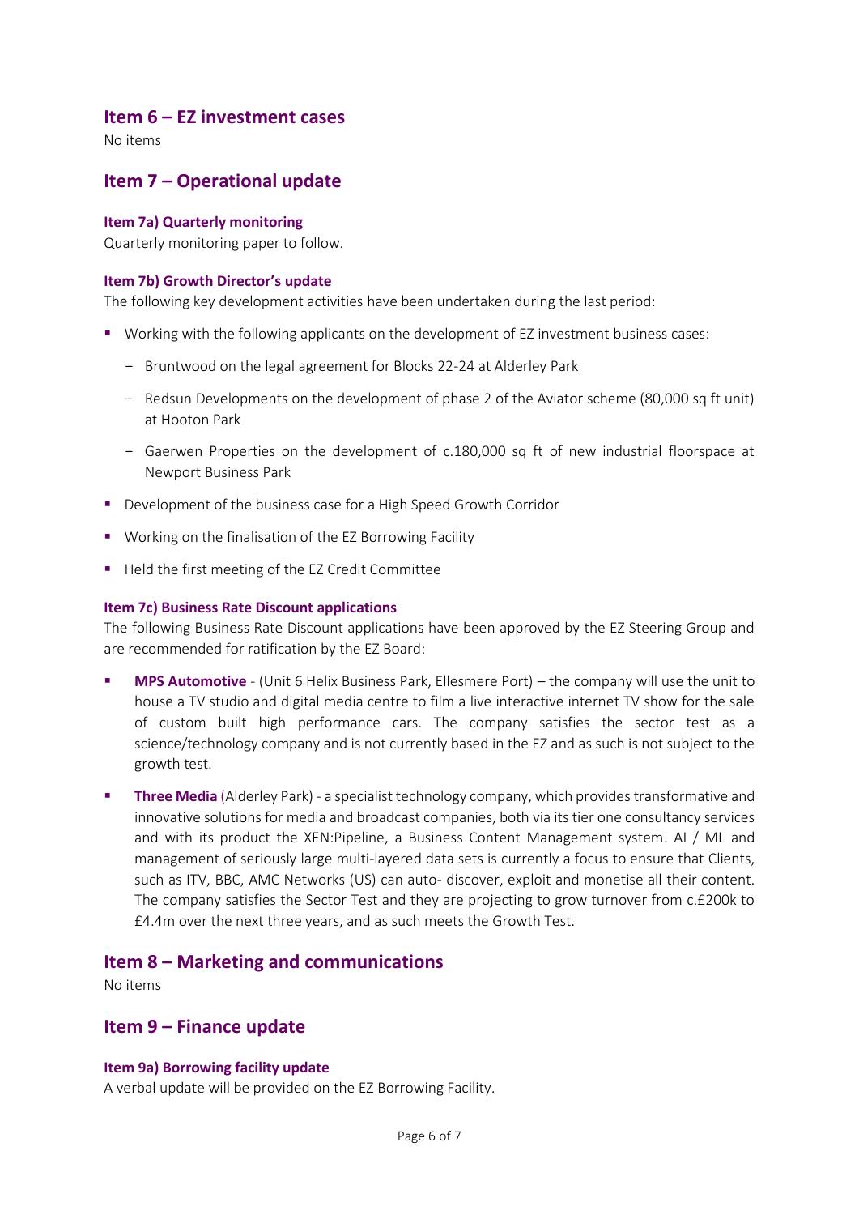## Item 6 – EZ investment cases

No items

## Item 7 – Operational update

### Item 7a) Quarterly monitoring

Quarterly monitoring paper to follow.

### Item 7b) Growth Director's update

The following key development activities have been undertaken during the last period:

- Working with the following applicants on the development of EZ investment business cases:
  - Bruntwood on the legal agreement for Blocks 22-24 at Alderley Park
  - Redsun Developments on the development of phase 2 of the Aviator scheme (80,000 sq ft unit) at Hooton Park
  - Gaerwen Properties on the development of c.180,000 sq ft of new industrial floorspace at Newport Business Park
- Development of the business case for a High Speed Growth Corridor
- Working on the finalisation of the EZ Borrowing Facility
- Held the first meeting of the EZ Credit Committee

### Item 7c) Business Rate Discount applications

The following Business Rate Discount applications have been approved by the EZ Steering Group and are recommended for ratification by the EZ Board:

- **MPS Automotive** - (Unit 6 Helix Business Park, Ellesmere Port) – the company will use the unit to house a TV studio and digital media centre to film a live interactive internet TV show for the sale of custom built high performance cars. The company satisfies the sector test as a science/technology company and is not currently based in the EZ and as such is not subject to the growth test.
- **Three Media** (Alderley Park) - a specialist technology company, which provides transformative and innovative solutions for media and broadcast companies, both via its tier one consultancy services and with its product the XEN:Pipeline, a Business Content Management system. AI / ML and management of seriously large multi-layered data sets is currently a focus to ensure that Clients, such as ITV, BBC, AMC Networks (US) can auto- discover, exploit and monetise all their content. The company satisfies the Sector Test and they are projecting to grow turnover from c.£200k to £4.4m over the next three years, and as such meets the Growth Test.

## Item 8 – Marketing and communications

No items

## Item 9 – Finance update

### Item 9a) Borrowing facility update

A verbal update will be provided on the EZ Borrowing Facility.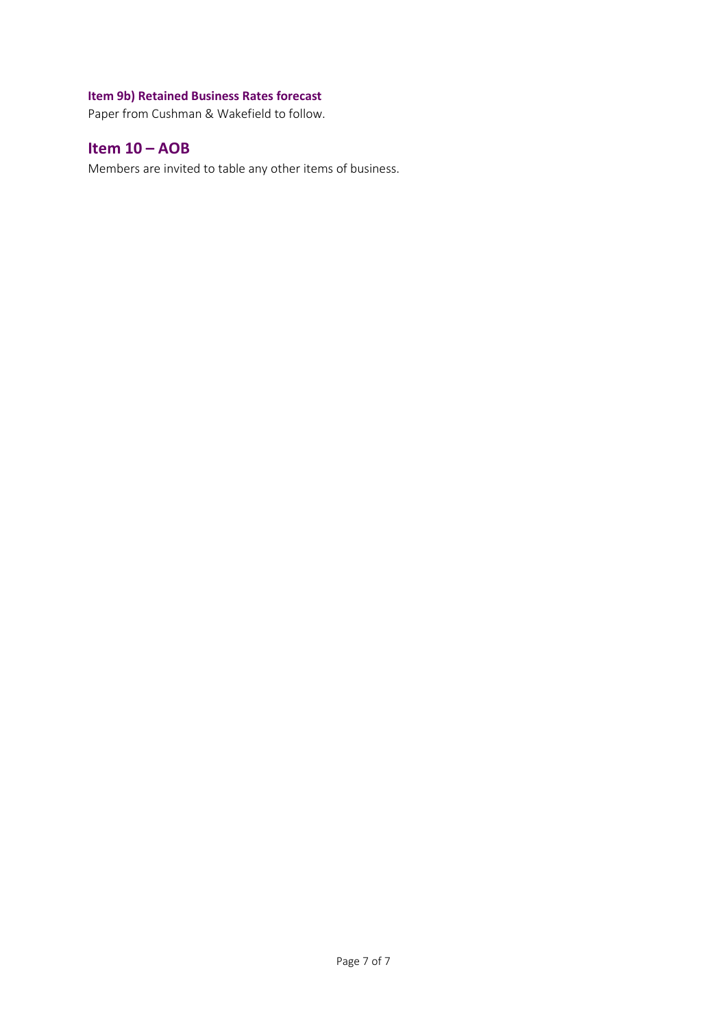### Item 9b) Retained Business Rates forecast

Paper from Cushman & Wakefield to follow.

## Item 10 – AOB

Members are invited to table any other items of business.